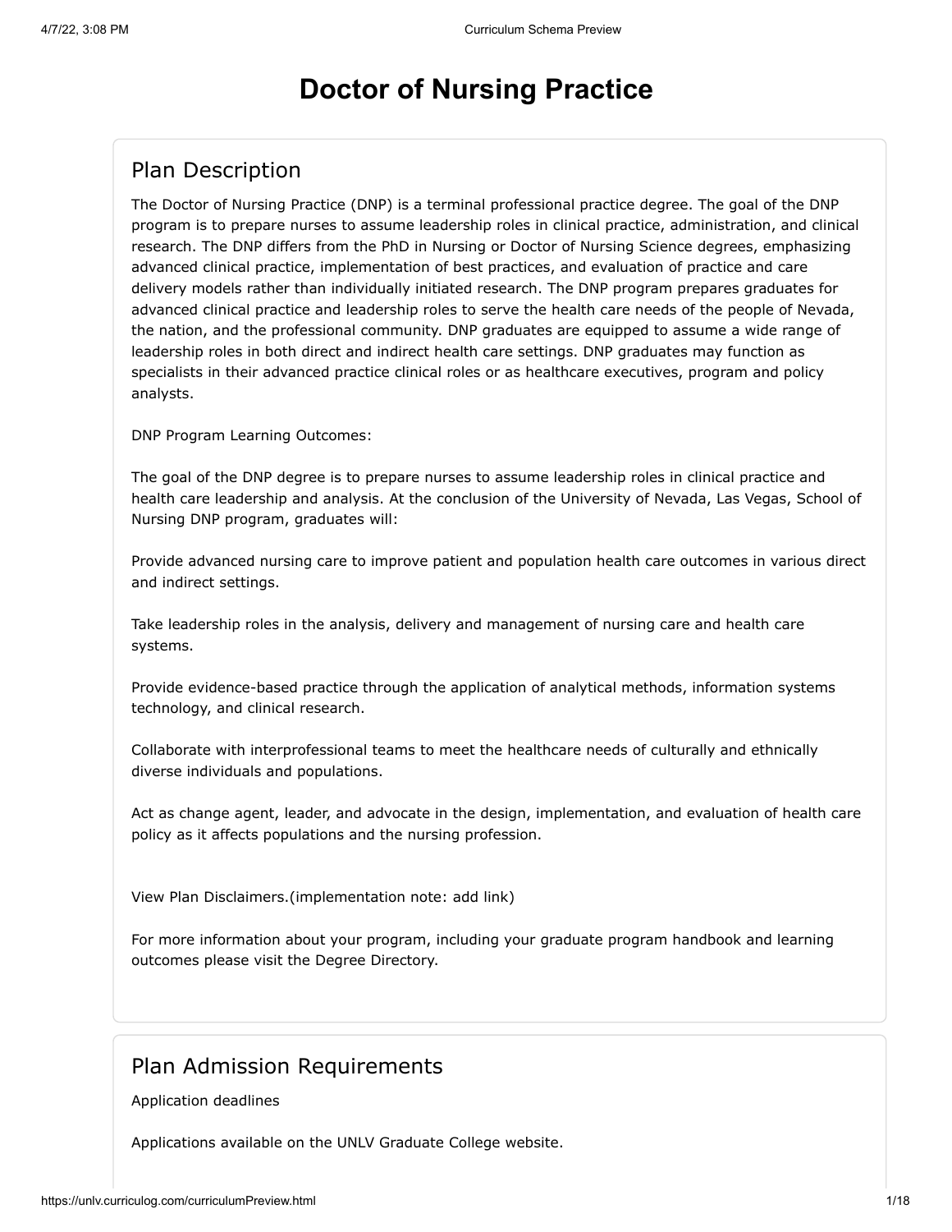# Doctor of Nursing Practice

## Plan Description

The Doctor of Nursing Practice (DNP) is a terminal professional practice degree. The goal of the DNP program is to prepare nurses to assume leadership roles in clinical practice, administration, and clinical research. The DNP differs from the PhD in Nursing or Doctor of Nursing Science degrees, emphasizing advanced clinical practice, implementation of best practices, and evaluation of practice and care delivery models rather than individually initiated research. The DNP program prepares graduates for advanced clinical practice and leadership roles to serve the health care needs of the people of Nevada, the nation, and the professional community. DNP graduates are equipped to assume a wide range of leadership roles in both direct and indirect health care settings. DNP graduates may function as specialists in their advanced practice clinical roles or as healthcare executives, program and policy analysts.

DNP Program Learning Outcomes:

The goal of the DNP degree is to prepare nurses to assume leadership roles in clinical practice and health care leadership and analysis. At the conclusion of the University of Nevada, Las Vegas, School of Nursing DNP program, graduates will:

Provide advanced nursing care to improve patient and population health care outcomes in various direct and indirect settings.

Take leadership roles in the analysis, delivery and management of nursing care and health care systems.

Provide evidence-based practice through the application of analytical methods, information systems technology, and clinical research.

Collaborate with interprofessional teams to meet the healthcare needs of culturally and ethnically diverse individuals and populations.

Act as change agent, leader, and advocate in the design, implementation, and evaluation of health care policy as it affects populations and the nursing profession.

View Plan Disclaimers.(implementation note: add link)

For more information about your program, including your graduate program handbook and learning outcomes please visit the Degree Directory.

## Plan Admission Requirements

Application deadlines

Applications available on the UNLV Graduate College website.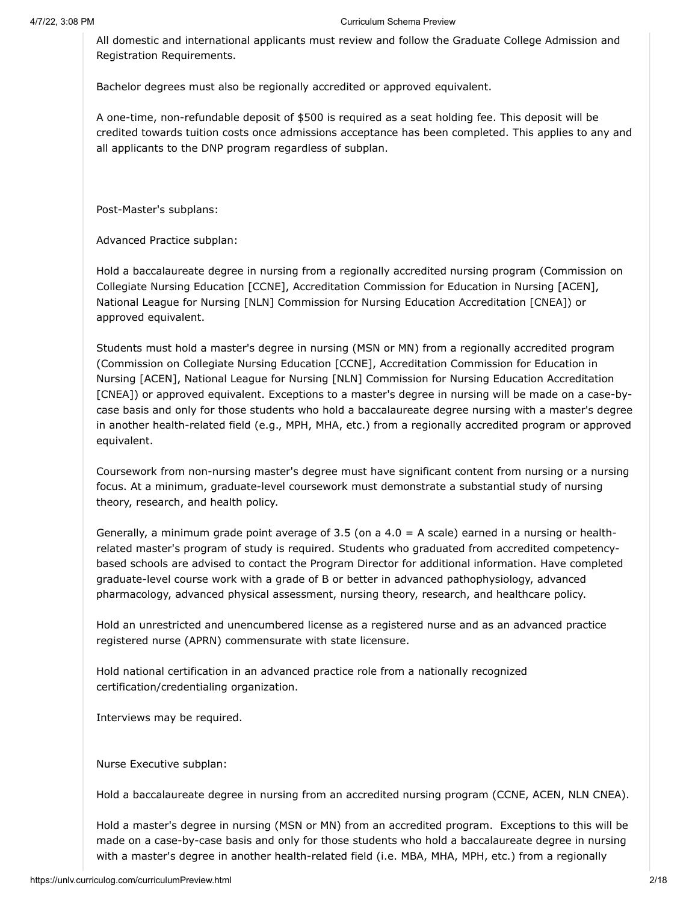All domestic and international applicants must review and follow the Graduate College Admission and Registration Requirements.

Bachelor degrees must also be regionally accredited or approved equivalent.

A one-time, non-refundable deposit of $500 is required as a seat holding fee. This deposit will be credited towards tuition costs once admissions acceptance has been completed. This applies to any and all applicants to the DNP program regardless of subplan.

Post-Master's subplans:

Advanced Practice subplan:

Hold a baccalaureate degree in nursing from a regionally accredited nursing program (Commission on Collegiate Nursing Education [CCNE], Accreditation Commission for Education in Nursing [ACEN], National League for Nursing [NLN] Commission for Nursing Education Accreditation [CNEA]) or approved equivalent.

Students must hold a master's degree in nursing (MSN or MN) from a regionally accredited program (Commission on Collegiate Nursing Education [CCNE], Accreditation Commission for Education in Nursing [ACEN], National League for Nursing [NLN] Commission for Nursing Education Accreditation [CNEA]) or approved equivalent. Exceptions to a master's degree in nursing will be made on a case-by-case basis and only for those students who hold a baccalaureate degree nursing with a master's degree in another health-related field (e.g., MPH, MHA, etc.) from a regionally accredited program or approved equivalent.

Coursework from non-nursing master's degree must have significant content from nursing or a nursing focus. At a minimum, graduate-level coursework must demonstrate a substantial study of nursing theory, research, and health policy.

Generally, a minimum grade point average of 3.5 (on a 4.0 = A scale) earned in a nursing or health-related master's program of study is required. Students who graduated from accredited competency-based schools are advised to contact the Program Director for additional information. Have completed graduate-level course work with a grade of B or better in advanced pathophysiology, advanced pharmacology, advanced physical assessment, nursing theory, research, and healthcare policy.

Hold an unrestricted and unencumbered license as a registered nurse and as an advanced practice registered nurse (APRN) commensurate with state licensure.

Hold national certification in an advanced practice role from a nationally recognized certification/credentialing organization.

Interviews may be required.

Nurse Executive subplan:

Hold a baccalaureate degree in nursing from an accredited nursing program (CCNE, ACEN, NLN CNEA).

Hold a master's degree in nursing (MSN or MN) from an accredited program. Exceptions to this will be made on a case-by-case basis and only for those students who hold a baccalaureate degree in nursing with a master's degree in another health-related field (i.e. MBA, MHA, MPH, etc.) from a regionally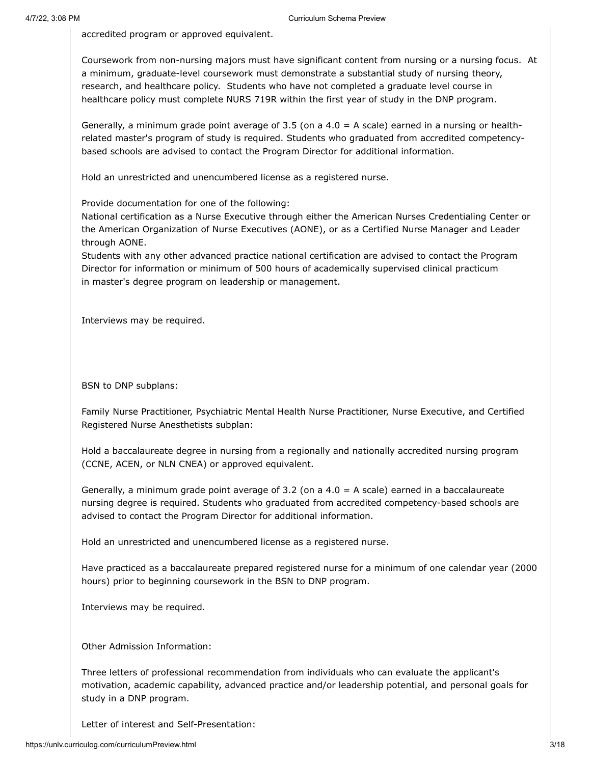accredited program or approved equivalent.

Coursework from non-nursing majors must have significant content from nursing or a nursing focus. At a minimum, graduate-level coursework must demonstrate a substantial study of nursing theory, research, and healthcare policy. Students who have not completed a graduate level course in healthcare policy must complete NURS 719R within the first year of study in the DNP program.

Generally, a minimum grade point average of 3.5 (on a 4.0 = A scale) earned in a nursing or health-related master's program of study is required. Students who graduated from accredited competency-based schools are advised to contact the Program Director for additional information.

Hold an unrestricted and unencumbered license as a registered nurse.

Provide documentation for one of the following:
National certification as a Nurse Executive through either the American Nurses Credentialing Center or the American Organization of Nurse Executives (AONE), or as a Certified Nurse Manager and Leader through AONE.
Students with any other advanced practice national certification are advised to contact the Program Director for information or minimum of 500 hours of academically supervised clinical practicum in master's degree program on leadership or management.

Interviews may be required.

BSN to DNP subplans:

Family Nurse Practitioner, Psychiatric Mental Health Nurse Practitioner, Nurse Executive, and Certified Registered Nurse Anesthetists subplan:

Hold a baccalaureate degree in nursing from a regionally and nationally accredited nursing program (CCNE, ACEN, or NLN CNEA) or approved equivalent.

Generally, a minimum grade point average of 3.2 (on a 4.0 = A scale) earned in a baccalaureate nursing degree is required. Students who graduated from accredited competency-based schools are advised to contact the Program Director for additional information.

Hold an unrestricted and unencumbered license as a registered nurse.

Have practiced as a baccalaureate prepared registered nurse for a minimum of one calendar year (2000 hours) prior to beginning coursework in the BSN to DNP program.

Interviews may be required.

Other Admission Information:

Three letters of professional recommendation from individuals who can evaluate the applicant's motivation, academic capability, advanced practice and/or leadership potential, and personal goals for study in a DNP program.

Letter of interest and Self-Presentation: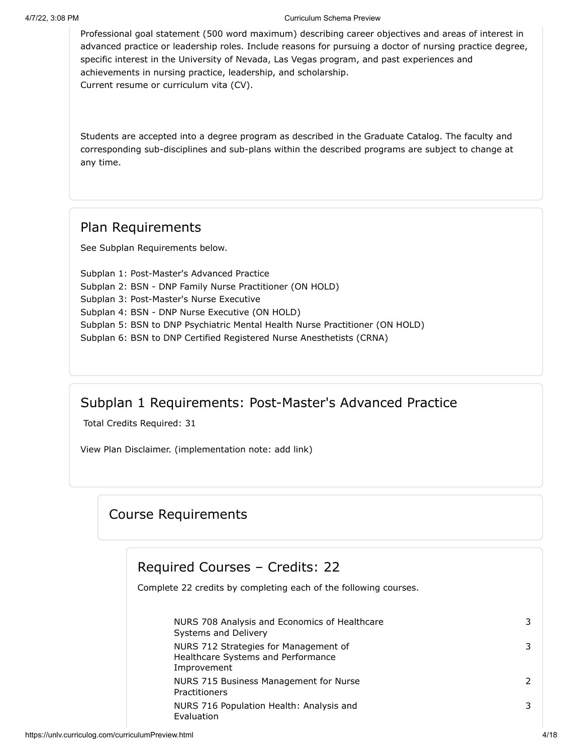Professional goal statement (500 word maximum) describing career objectives and areas of interest in advanced practice or leadership roles. Include reasons for pursuing a doctor of nursing practice degree, specific interest in the University of Nevada, Las Vegas program, and past experiences and achievements in nursing practice, leadership, and scholarship.
Current resume or curriculum vita (CV).

Students are accepted into a degree program as described in the Graduate Catalog. The faculty and corresponding sub-disciplines and sub-plans within the described programs are subject to change at any time.

## Plan Requirements

See Subplan Requirements below.

Subplan 1: Post-Master's Advanced Practice
Subplan 2: BSN - DNP Family Nurse Practitioner (ON HOLD)
Subplan 3: Post-Master's Nurse Executive
Subplan 4: BSN - DNP Nurse Executive (ON HOLD)
Subplan 5: BSN to DNP Psychiatric Mental Health Nurse Practitioner (ON HOLD)
Subplan 6: BSN to DNP Certified Registered Nurse Anesthetists (CRNA)

## Subplan 1 Requirements: Post-Master's Advanced Practice

Total Credits Required: 31

View Plan Disclaimer. (implementation note: add link)

### Course Requirements

#### Required Courses – Credits: 22

Complete 22 credits by completing each of the following courses.

| Course | Credits |
|---|---|
| NURS 708 Analysis and Economics of Healthcare Systems and Delivery | 3 |
| NURS 712 Strategies for Management of Healthcare Systems and Performance Improvement | 3 |
| NURS 715 Business Management for Nurse Practitioners | 2 |
| NURS 716 Population Health: Analysis and Evaluation | 3 |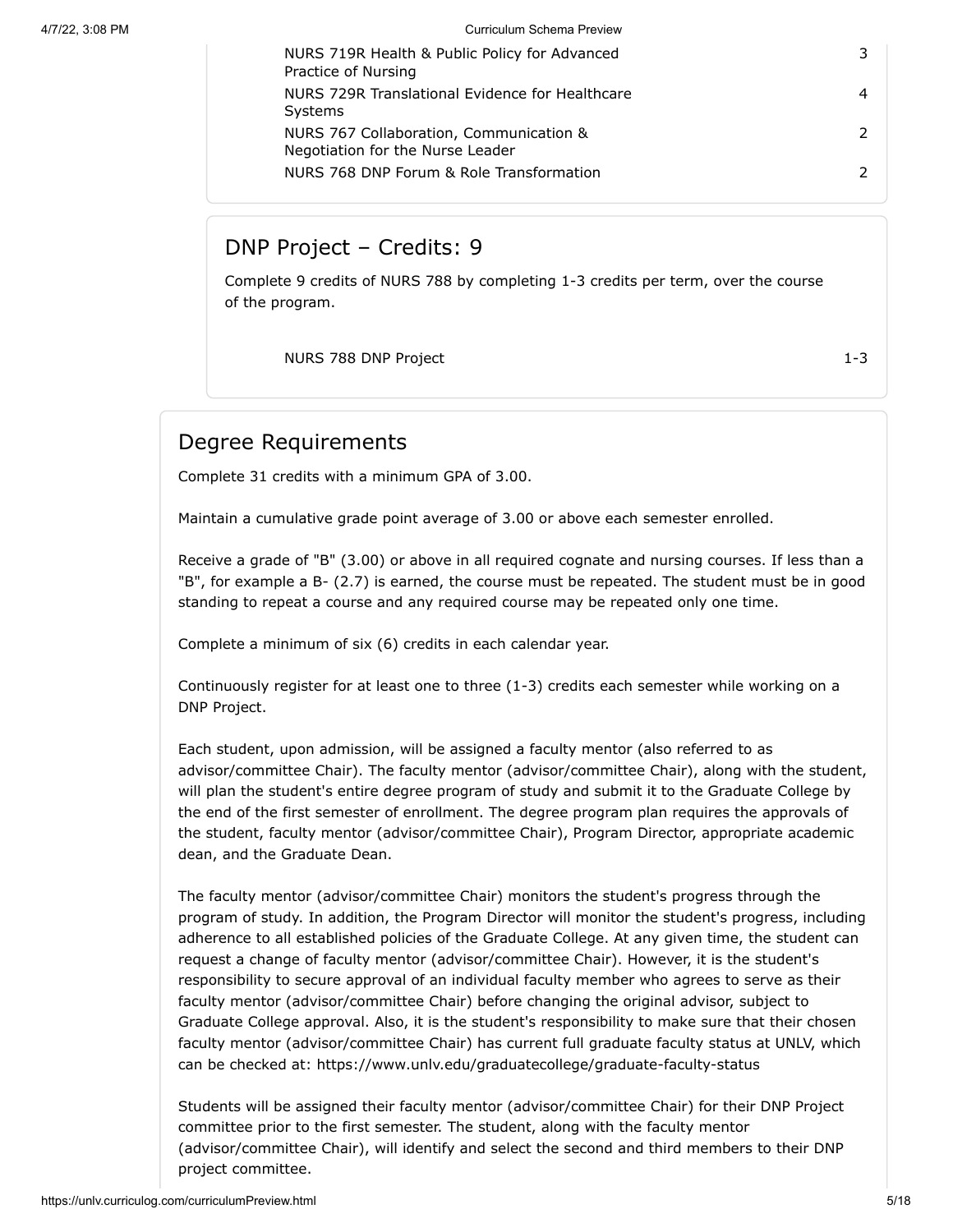| Course | Credits |
| --- | --- |
| NURS 719R Health & Public Policy for Advanced Practice of Nursing | 3 |
| NURS 729R Translational Evidence for Healthcare Systems | 4 |
| NURS 767 Collaboration, Communication & Negotiation for the Nurse Leader | 2 |
| NURS 768 DNP Forum & Role Transformation | 2 |

### DNP Project – Credits: 9

Complete 9 credits of NURS 788 by completing 1-3 credits per term, over the course of the program.

| Course | Credits |
| --- | --- |
| NURS 788 DNP Project | 1-3 |

## Degree Requirements

Complete 31 credits with a minimum GPA of 3.00.

Maintain a cumulative grade point average of 3.00 or above each semester enrolled.

Receive a grade of "B" (3.00) or above in all required cognate and nursing courses. If less than a "B", for example a B- (2.7) is earned, the course must be repeated. The student must be in good standing to repeat a course and any required course may be repeated only one time.

Complete a minimum of six (6) credits in each calendar year.

Continuously register for at least one to three (1-3) credits each semester while working on a DNP Project.

Each student, upon admission, will be assigned a faculty mentor (also referred to as advisor/committee Chair). The faculty mentor (advisor/committee Chair), along with the student, will plan the student's entire degree program of study and submit it to the Graduate College by the end of the first semester of enrollment. The degree program plan requires the approvals of the student, faculty mentor (advisor/committee Chair), Program Director, appropriate academic dean, and the Graduate Dean.

The faculty mentor (advisor/committee Chair) monitors the student's progress through the program of study. In addition, the Program Director will monitor the student's progress, including adherence to all established policies of the Graduate College. At any given time, the student can request a change of faculty mentor (advisor/committee Chair). However, it is the student's responsibility to secure approval of an individual faculty member who agrees to serve as their faculty mentor (advisor/committee Chair) before changing the original advisor, subject to Graduate College approval. Also, it is the student's responsibility to make sure that their chosen faculty mentor (advisor/committee Chair) has current full graduate faculty status at UNLV, which can be checked at: https://www.unlv.edu/graduatecollege/graduate-faculty-status

Students will be assigned their faculty mentor (advisor/committee Chair) for their DNP Project committee prior to the first semester. The student, along with the faculty mentor (advisor/committee Chair), will identify and select the second and third members to their DNP project committee.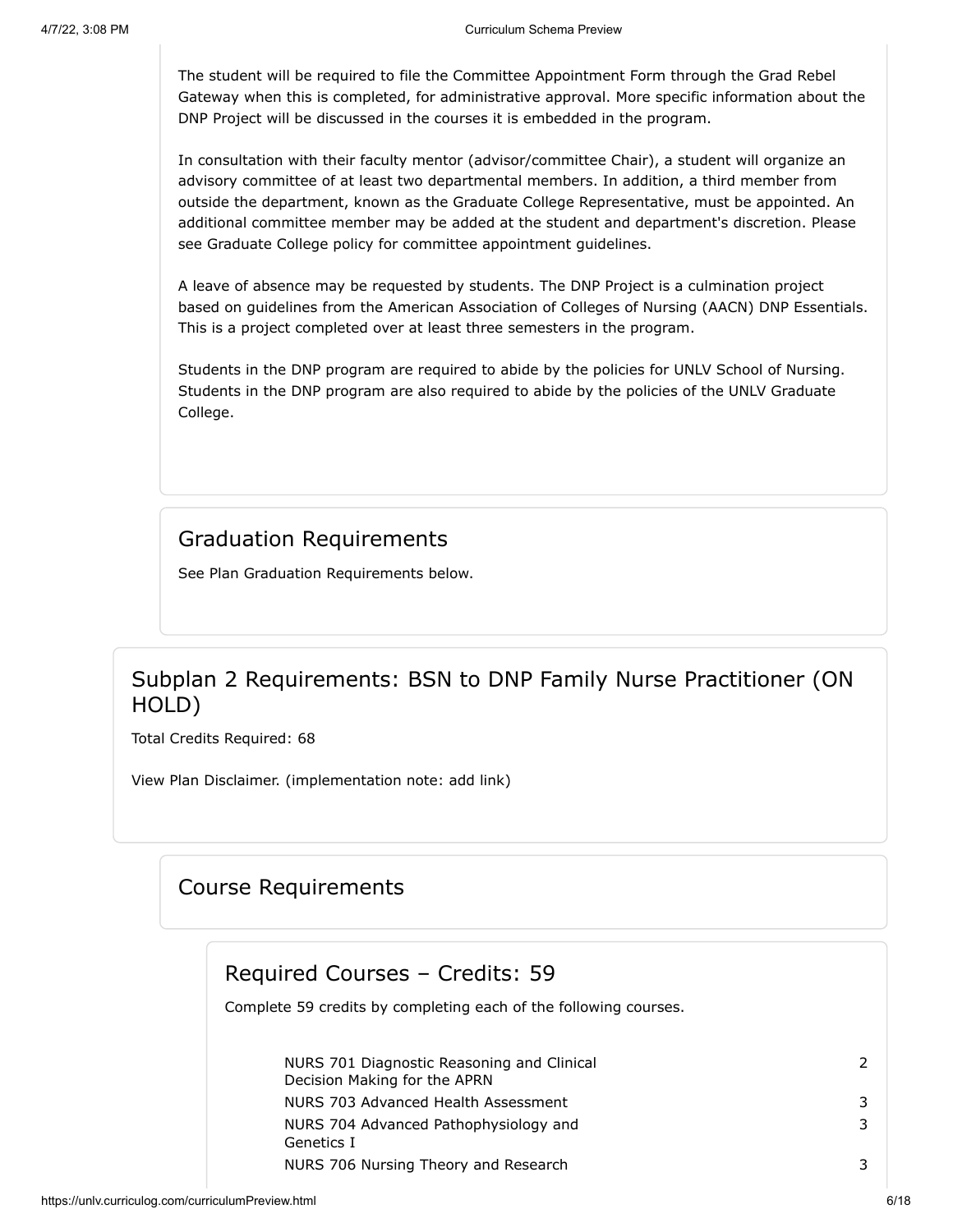The student will be required to file the Committee Appointment Form through the Grad Rebel Gateway when this is completed, for administrative approval. More specific information about the DNP Project will be discussed in the courses it is embedded in the program.

In consultation with their faculty mentor (advisor/committee Chair), a student will organize an advisory committee of at least two departmental members. In addition, a third member from outside the department, known as the Graduate College Representative, must be appointed. An additional committee member may be added at the student and department's discretion. Please see Graduate College policy for committee appointment guidelines.

A leave of absence may be requested by students. The DNP Project is a culmination project based on guidelines from the American Association of Colleges of Nursing (AACN) DNP Essentials. This is a project completed over at least three semesters in the program.

Students in the DNP program are required to abide by the policies for UNLV School of Nursing. Students in the DNP program are also required to abide by the policies of the UNLV Graduate College.

## Graduation Requirements

See Plan Graduation Requirements below.

## Subplan 2 Requirements: BSN to DNP Family Nurse Practitioner (ON HOLD)

Total Credits Required: 68

View Plan Disclaimer. (implementation note: add link)

### Course Requirements

#### Required Courses – Credits: 59

Complete 59 credits by completing each of the following courses.

| Course | Credits |
|---|---|
| NURS 701 Diagnostic Reasoning and Clinical Decision Making for the APRN | 2 |
| NURS 703 Advanced Health Assessment | 3 |
| NURS 704 Advanced Pathophysiology and Genetics I | 3 |
| NURS 706 Nursing Theory and Research | 3 |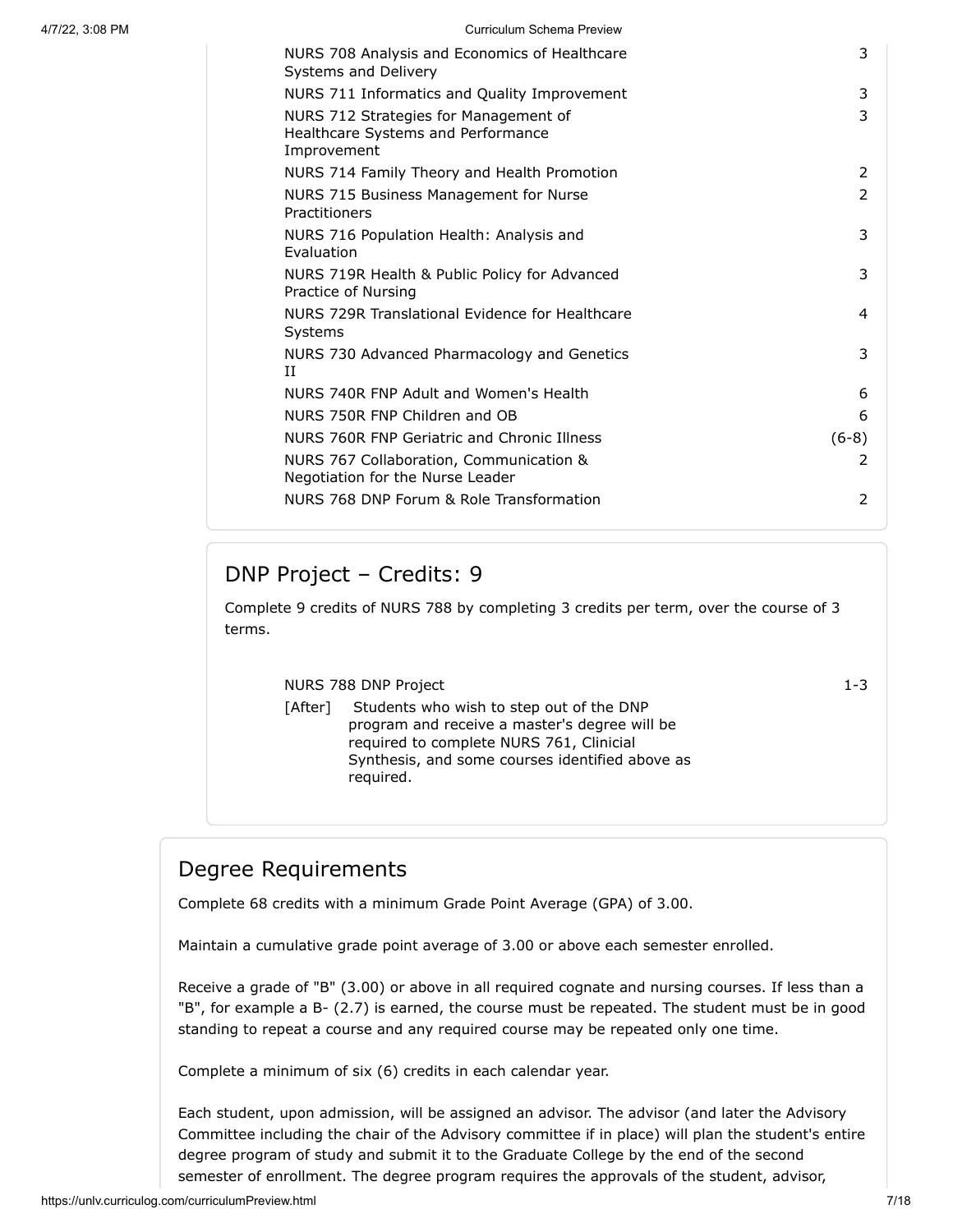| Course | Credits |
| --- | --- |
| NURS 708 Analysis and Economics of Healthcare Systems and Delivery | 3 |
| NURS 711 Informatics and Quality Improvement | 3 |
| NURS 712 Strategies for Management of Healthcare Systems and Performance Improvement | 3 |
| NURS 714 Family Theory and Health Promotion | 2 |
| NURS 715 Business Management for Nurse Practitioners | 2 |
| NURS 716 Population Health: Analysis and Evaluation | 3 |
| NURS 719R Health & Public Policy for Advanced Practice of Nursing | 3 |
| NURS 729R Translational Evidence for Healthcare Systems | 4 |
| NURS 730 Advanced Pharmacology and Genetics II | 3 |
| NURS 740R FNP Adult and Women's Health | 6 |
| NURS 750R FNP Children and OB | 6 |
| NURS 760R FNP Geriatric and Chronic Illness | (6-8) |
| NURS 767 Collaboration, Communication & Negotiation for the Nurse Leader | 2 |
| NURS 768 DNP Forum & Role Transformation | 2 |

## DNP Project – Credits: 9

Complete 9 credits of NURS 788 by completing 3 credits per term, over the course of 3 terms.

| Course | Credits |
| --- | --- |
| NURS 788 DNP Project | 1-3 |

[After] Students who wish to step out of the DNP program and receive a master's degree will be required to complete NURS 761, Clinicial Synthesis, and some courses identified above as required.

## Degree Requirements

Complete 68 credits with a minimum Grade Point Average (GPA) of 3.00.

Maintain a cumulative grade point average of 3.00 or above each semester enrolled.

Receive a grade of "B" (3.00) or above in all required cognate and nursing courses. If less than a "B", for example a B- (2.7) is earned, the course must be repeated. The student must be in good standing to repeat a course and any required course may be repeated only one time.

Complete a minimum of six (6) credits in each calendar year.

Each student, upon admission, will be assigned an advisor. The advisor (and later the Advisory Committee including the chair of the Advisory committee if in place) will plan the student's entire degree program of study and submit it to the Graduate College by the end of the second semester of enrollment. The degree program requires the approvals of the student, advisor,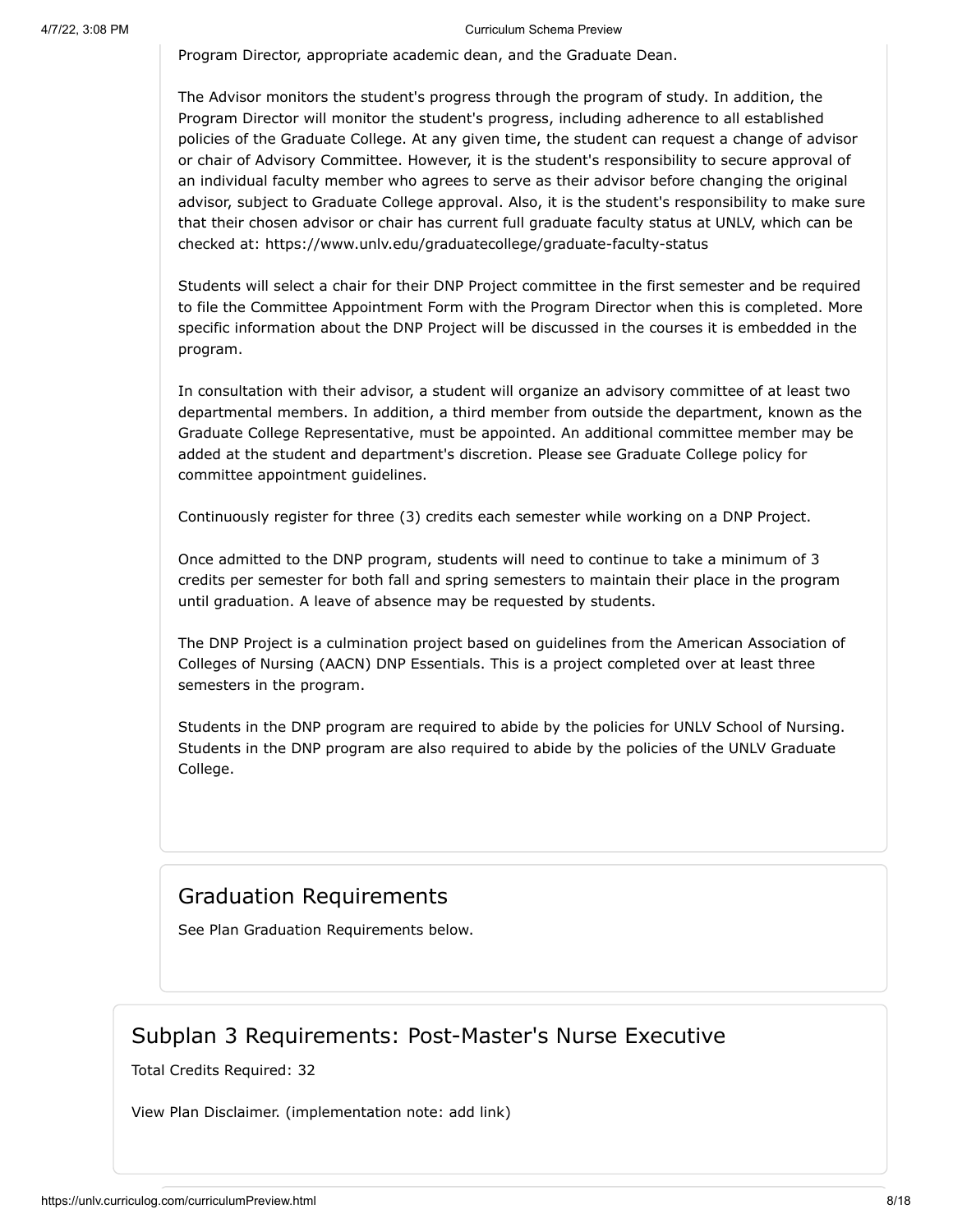Program Director, appropriate academic dean, and the Graduate Dean.

The Advisor monitors the student's progress through the program of study. In addition, the Program Director will monitor the student's progress, including adherence to all established policies of the Graduate College. At any given time, the student can request a change of advisor or chair of Advisory Committee. However, it is the student's responsibility to secure approval of an individual faculty member who agrees to serve as their advisor before changing the original advisor, subject to Graduate College approval. Also, it is the student's responsibility to make sure that their chosen advisor or chair has current full graduate faculty status at UNLV, which can be checked at: https://www.unlv.edu/graduatecollege/graduate-faculty-status

Students will select a chair for their DNP Project committee in the first semester and be required to file the Committee Appointment Form with the Program Director when this is completed. More specific information about the DNP Project will be discussed in the courses it is embedded in the program.

In consultation with their advisor, a student will organize an advisory committee of at least two departmental members. In addition, a third member from outside the department, known as the Graduate College Representative, must be appointed. An additional committee member may be added at the student and department's discretion. Please see Graduate College policy for committee appointment guidelines.

Continuously register for three (3) credits each semester while working on a DNP Project.

Once admitted to the DNP program, students will need to continue to take a minimum of 3 credits per semester for both fall and spring semesters to maintain their place in the program until graduation. A leave of absence may be requested by students.

The DNP Project is a culmination project based on guidelines from the American Association of Colleges of Nursing (AACN) DNP Essentials. This is a project completed over at least three semesters in the program.

Students in the DNP program are required to abide by the policies for UNLV School of Nursing. Students in the DNP program are also required to abide by the policies of the UNLV Graduate College.

## Graduation Requirements

See Plan Graduation Requirements below.

## Subplan 3 Requirements: Post-Master's Nurse Executive

Total Credits Required: 32

View Plan Disclaimer. (implementation note: add link)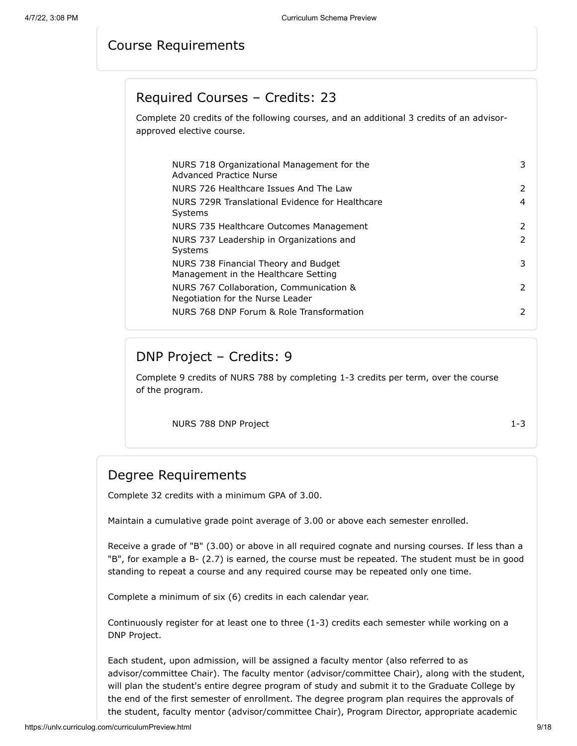## Course Requirements

### Required Courses – Credits: 23

Complete 20 credits of the following courses, and an additional 3 credits of an advisor-approved elective course.

| Course | Credits |
|---|---|
| NURS 718 Organizational Management for the Advanced Practice Nurse | 3 |
| NURS 726 Healthcare Issues And The Law | 2 |
| NURS 729R Translational Evidence for Healthcare Systems | 4 |
| NURS 735 Healthcare Outcomes Management | 2 |
| NURS 737 Leadership in Organizations and Systems | 2 |
| NURS 738 Financial Theory and Budget Management in the Healthcare Setting | 3 |
| NURS 767 Collaboration, Communication & Negotiation for the Nurse Leader | 2 |
| NURS 768 DNP Forum & Role Transformation | 2 |

### DNP Project – Credits: 9

Complete 9 credits of NURS 788 by completing 1-3 credits per term, over the course of the program.

| Course | Credits |
|---|---|
| NURS 788 DNP Project | 1-3 |

## Degree Requirements

Complete 32 credits with a minimum GPA of 3.00.

Maintain a cumulative grade point average of 3.00 or above each semester enrolled.

Receive a grade of "B" (3.00) or above in all required cognate and nursing courses. If less than a "B", for example a B- (2.7) is earned, the course must be repeated. The student must be in good standing to repeat a course and any required course may be repeated only one time.

Complete a minimum of six (6) credits in each calendar year.

Continuously register for at least one to three (1-3) credits each semester while working on a DNP Project.

Each student, upon admission, will be assigned a faculty mentor (also referred to as advisor/committee Chair). The faculty mentor (advisor/committee Chair), along with the student, will plan the student's entire degree program of study and submit it to the Graduate College by the end of the first semester of enrollment. The degree program plan requires the approvals of the student, faculty mentor (advisor/committee Chair), Program Director, appropriate academic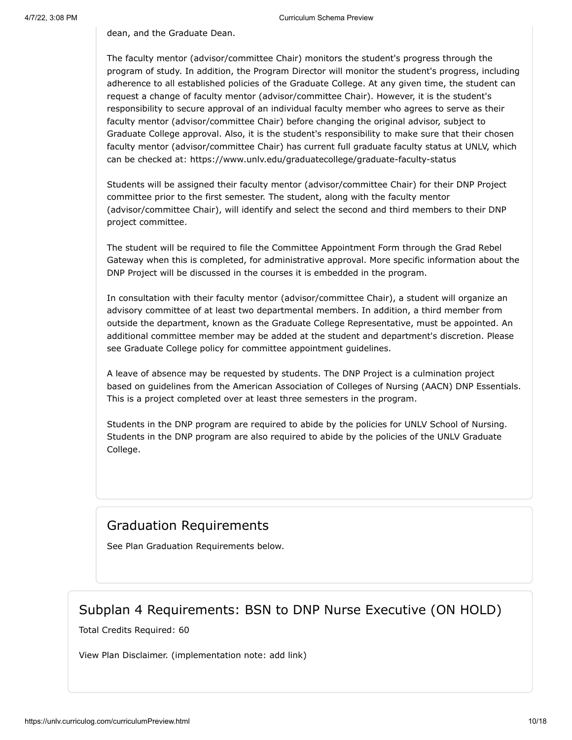dean, and the Graduate Dean.

The faculty mentor (advisor/committee Chair) monitors the student's progress through the program of study. In addition, the Program Director will monitor the student's progress, including adherence to all established policies of the Graduate College. At any given time, the student can request a change of faculty mentor (advisor/committee Chair). However, it is the student's responsibility to secure approval of an individual faculty member who agrees to serve as their faculty mentor (advisor/committee Chair) before changing the original advisor, subject to Graduate College approval. Also, it is the student's responsibility to make sure that their chosen faculty mentor (advisor/committee Chair) has current full graduate faculty status at UNLV, which can be checked at: https://www.unlv.edu/graduatecollege/graduate-faculty-status

Students will be assigned their faculty mentor (advisor/committee Chair) for their DNP Project committee prior to the first semester. The student, along with the faculty mentor (advisor/committee Chair), will identify and select the second and third members to their DNP project committee.

The student will be required to file the Committee Appointment Form through the Grad Rebel Gateway when this is completed, for administrative approval. More specific information about the DNP Project will be discussed in the courses it is embedded in the program.

In consultation with their faculty mentor (advisor/committee Chair), a student will organize an advisory committee of at least two departmental members. In addition, a third member from outside the department, known as the Graduate College Representative, must be appointed. An additional committee member may be added at the student and department's discretion. Please see Graduate College policy for committee appointment guidelines.

A leave of absence may be requested by students. The DNP Project is a culmination project based on guidelines from the American Association of Colleges of Nursing (AACN) DNP Essentials. This is a project completed over at least three semesters in the program.

Students in the DNP program are required to abide by the policies for UNLV School of Nursing. Students in the DNP program are also required to abide by the policies of the UNLV Graduate College.

## Graduation Requirements

See Plan Graduation Requirements below.

## Subplan 4 Requirements: BSN to DNP Nurse Executive (ON HOLD)

Total Credits Required: 60

View Plan Disclaimer. (implementation note: add link)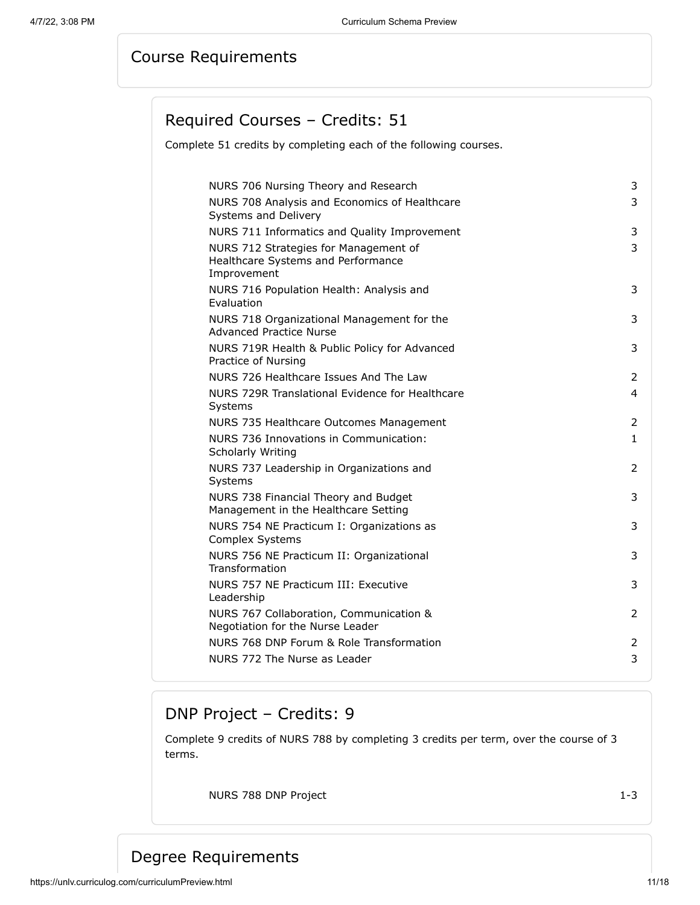## Course Requirements

### Required Courses – Credits: 51

Complete 51 credits by completing each of the following courses.

| Course | Credits |
|---|---|
| NURS 706 Nursing Theory and Research | 3 |
| NURS 708 Analysis and Economics of Healthcare Systems and Delivery | 3 |
| NURS 711 Informatics and Quality Improvement | 3 |
| NURS 712 Strategies for Management of Healthcare Systems and Performance Improvement | 3 |
| NURS 716 Population Health: Analysis and Evaluation | 3 |
| NURS 718 Organizational Management for the Advanced Practice Nurse | 3 |
| NURS 719R Health & Public Policy for Advanced Practice of Nursing | 3 |
| NURS 726 Healthcare Issues And The Law | 2 |
| NURS 729R Translational Evidence for Healthcare Systems | 4 |
| NURS 735 Healthcare Outcomes Management | 2 |
| NURS 736 Innovations in Communication: Scholarly Writing | 1 |
| NURS 737 Leadership in Organizations and Systems | 2 |
| NURS 738 Financial Theory and Budget Management in the Healthcare Setting | 3 |
| NURS 754 NE Practicum I: Organizations as Complex Systems | 3 |
| NURS 756 NE Practicum II: Organizational Transformation | 3 |
| NURS 757 NE Practicum III: Executive Leadership | 3 |
| NURS 767 Collaboration, Communication & Negotiation for the Nurse Leader | 2 |
| NURS 768 DNP Forum & Role Transformation | 2 |
| NURS 772 The Nurse as Leader | 3 |

### DNP Project – Credits: 9

Complete 9 credits of NURS 788 by completing 3 credits per term, over the course of 3 terms.

| Course | Credits |
|---|---|
| NURS 788 DNP Project | 1-3 |

## Degree Requirements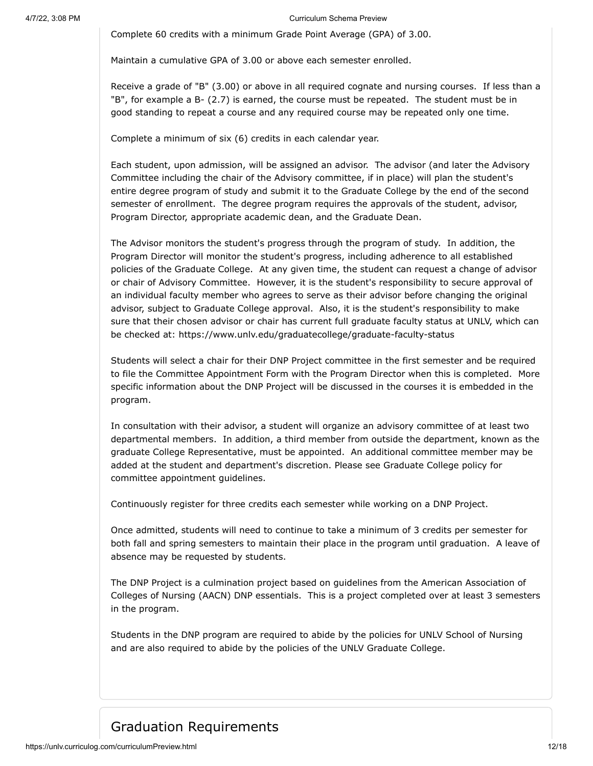Complete 60 credits with a minimum Grade Point Average (GPA) of 3.00.

Maintain a cumulative GPA of 3.00 or above each semester enrolled.

Receive a grade of "B" (3.00) or above in all required cognate and nursing courses. If less than a "B", for example a B- (2.7) is earned, the course must be repeated. The student must be in good standing to repeat a course and any required course may be repeated only one time.

Complete a minimum of six (6) credits in each calendar year.

Each student, upon admission, will be assigned an advisor. The advisor (and later the Advisory Committee including the chair of the Advisory committee, if in place) will plan the student's entire degree program of study and submit it to the Graduate College by the end of the second semester of enrollment. The degree program requires the approvals of the student, advisor, Program Director, appropriate academic dean, and the Graduate Dean.

The Advisor monitors the student's progress through the program of study. In addition, the Program Director will monitor the student's progress, including adherence to all established policies of the Graduate College. At any given time, the student can request a change of advisor or chair of Advisory Committee. However, it is the student's responsibility to secure approval of an individual faculty member who agrees to serve as their advisor before changing the original advisor, subject to Graduate College approval. Also, it is the student's responsibility to make sure that their chosen advisor or chair has current full graduate faculty status at UNLV, which can be checked at: https://www.unlv.edu/graduatecollege/graduate-faculty-status

Students will select a chair for their DNP Project committee in the first semester and be required to file the Committee Appointment Form with the Program Director when this is completed. More specific information about the DNP Project will be discussed in the courses it is embedded in the program.

In consultation with their advisor, a student will organize an advisory committee of at least two departmental members. In addition, a third member from outside the department, known as the graduate College Representative, must be appointed. An additional committee member may be added at the student and department's discretion. Please see Graduate College policy for committee appointment guidelines.

Continuously register for three credits each semester while working on a DNP Project.

Once admitted, students will need to continue to take a minimum of 3 credits per semester for both fall and spring semesters to maintain their place in the program until graduation. A leave of absence may be requested by students.

The DNP Project is a culmination project based on guidelines from the American Association of Colleges of Nursing (AACN) DNP essentials. This is a project completed over at least 3 semesters in the program.

Students in the DNP program are required to abide by the policies for UNLV School of Nursing and are also required to abide by the policies of the UNLV Graduate College.

## Graduation Requirements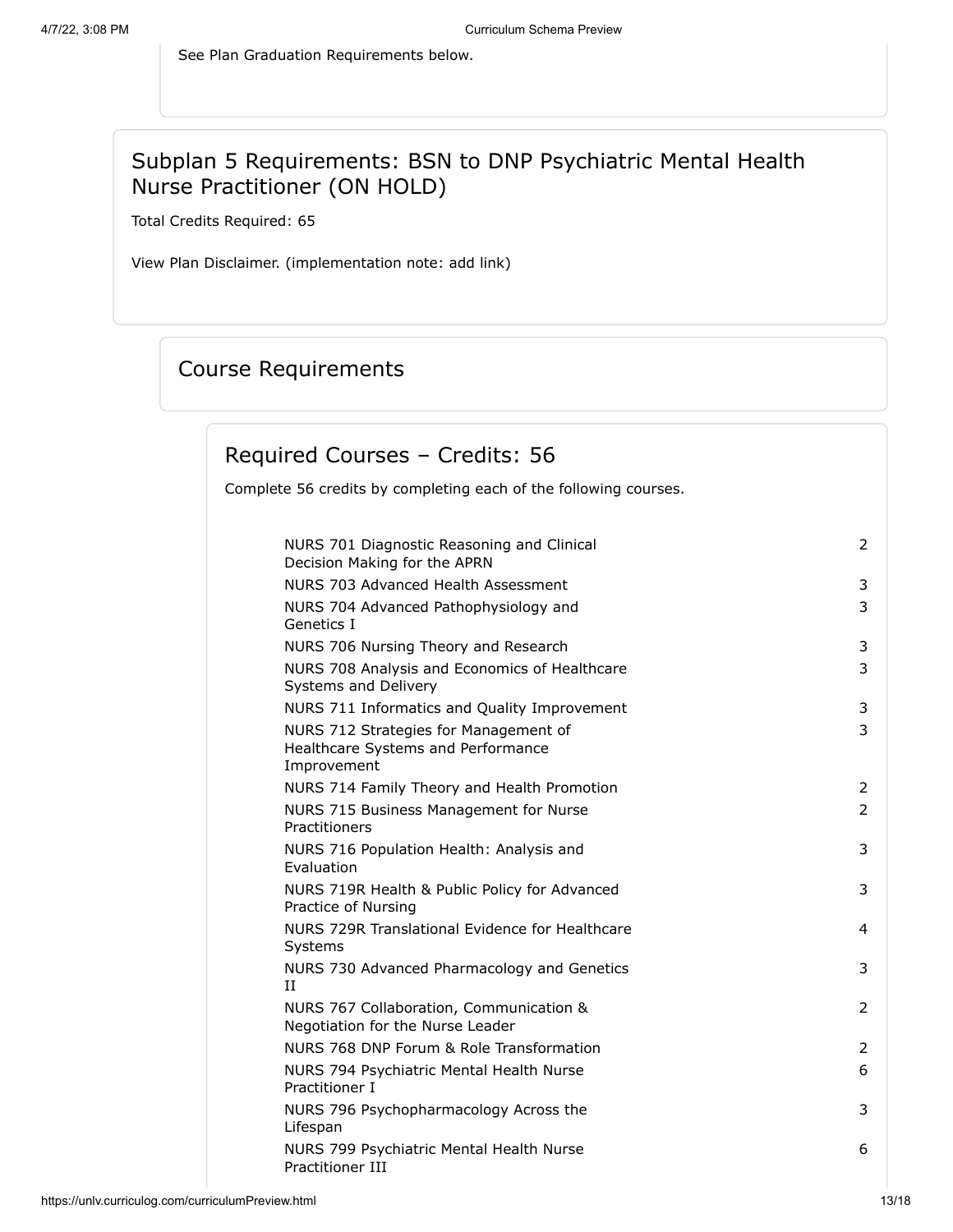See Plan Graduation Requirements below.

## Subplan 5 Requirements: BSN to DNP Psychiatric Mental Health Nurse Practitioner (ON HOLD)

Total Credits Required: 65

View Plan Disclaimer. (implementation note: add link)

### Course Requirements

#### Required Courses – Credits: 56

Complete 56 credits by completing each of the following courses.

| Course | Credits |
|---|---|
| NURS 701 Diagnostic Reasoning and Clinical Decision Making for the APRN | 2 |
| NURS 703 Advanced Health Assessment | 3 |
| NURS 704 Advanced Pathophysiology and Genetics I | 3 |
| NURS 706 Nursing Theory and Research | 3 |
| NURS 708 Analysis and Economics of Healthcare Systems and Delivery | 3 |
| NURS 711 Informatics and Quality Improvement | 3 |
| NURS 712 Strategies for Management of Healthcare Systems and Performance Improvement | 3 |
| NURS 714 Family Theory and Health Promotion | 2 |
| NURS 715 Business Management for Nurse Practitioners | 2 |
| NURS 716 Population Health: Analysis and Evaluation | 3 |
| NURS 719R Health & Public Policy for Advanced Practice of Nursing | 3 |
| NURS 729R Translational Evidence for Healthcare Systems | 4 |
| NURS 730 Advanced Pharmacology and Genetics II | 3 |
| NURS 767 Collaboration, Communication & Negotiation for the Nurse Leader | 2 |
| NURS 768 DNP Forum & Role Transformation | 2 |
| NURS 794 Psychiatric Mental Health Nurse Practitioner I | 6 |
| NURS 796 Psychopharmacology Across the Lifespan | 3 |
| NURS 799 Psychiatric Mental Health Nurse Practitioner III | 6 |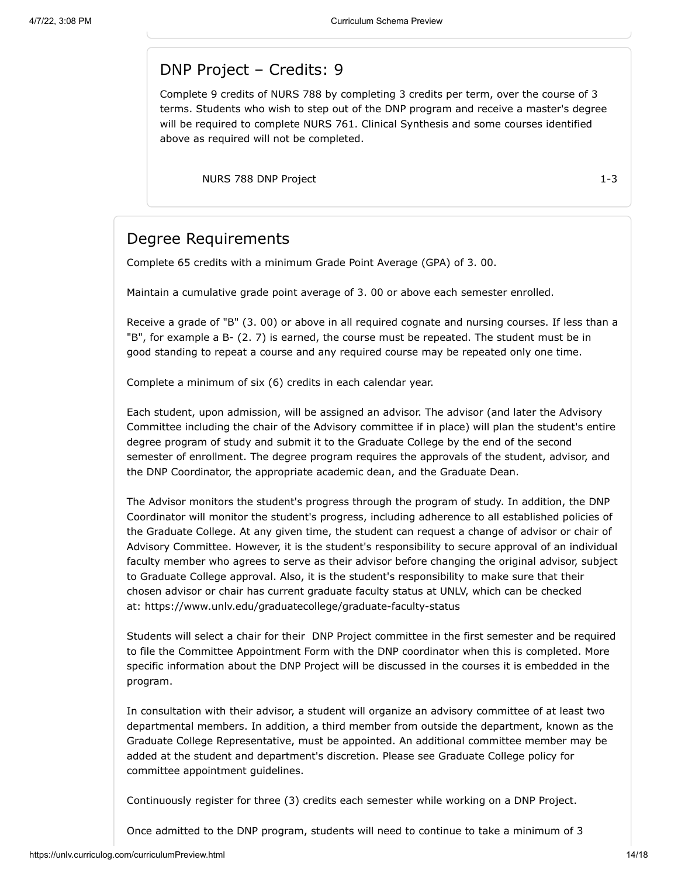## DNP Project – Credits: 9

Complete 9 credits of NURS 788 by completing 3 credits per term, over the course of 3 terms. Students who wish to step out of the DNP program and receive a master's degree will be required to complete NURS 761. Clinical Synthesis and some courses identified above as required will not be completed.

| | |
|---|---|
| NURS 788 DNP Project | 1-3 |

## Degree Requirements

Complete 65 credits with a minimum Grade Point Average (GPA) of 3. 00.

Maintain a cumulative grade point average of 3. 00 or above each semester enrolled.

Receive a grade of "B" (3. 00) or above in all required cognate and nursing courses. If less than a "B", for example a B- (2. 7) is earned, the course must be repeated. The student must be in good standing to repeat a course and any required course may be repeated only one time.

Complete a minimum of six (6) credits in each calendar year.

Each student, upon admission, will be assigned an advisor. The advisor (and later the Advisory Committee including the chair of the Advisory committee if in place) will plan the student's entire degree program of study and submit it to the Graduate College by the end of the second semester of enrollment. The degree program requires the approvals of the student, advisor, and the DNP Coordinator, the appropriate academic dean, and the Graduate Dean.

The Advisor monitors the student's progress through the program of study. In addition, the DNP Coordinator will monitor the student's progress, including adherence to all established policies of the Graduate College. At any given time, the student can request a change of advisor or chair of Advisory Committee. However, it is the student's responsibility to secure approval of an individual faculty member who agrees to serve as their advisor before changing the original advisor, subject to Graduate College approval. Also, it is the student's responsibility to make sure that their chosen advisor or chair has current graduate faculty status at UNLV, which can be checked at: https://www.unlv.edu/graduatecollege/graduate-faculty-status

Students will select a chair for their DNP Project committee in the first semester and be required to file the Committee Appointment Form with the DNP coordinator when this is completed. More specific information about the DNP Project will be discussed in the courses it is embedded in the program.

In consultation with their advisor, a student will organize an advisory committee of at least two departmental members. In addition, a third member from outside the department, known as the Graduate College Representative, must be appointed. An additional committee member may be added at the student and department's discretion. Please see Graduate College policy for committee appointment guidelines.

Continuously register for three (3) credits each semester while working on a DNP Project.

Once admitted to the DNP program, students will need to continue to take a minimum of 3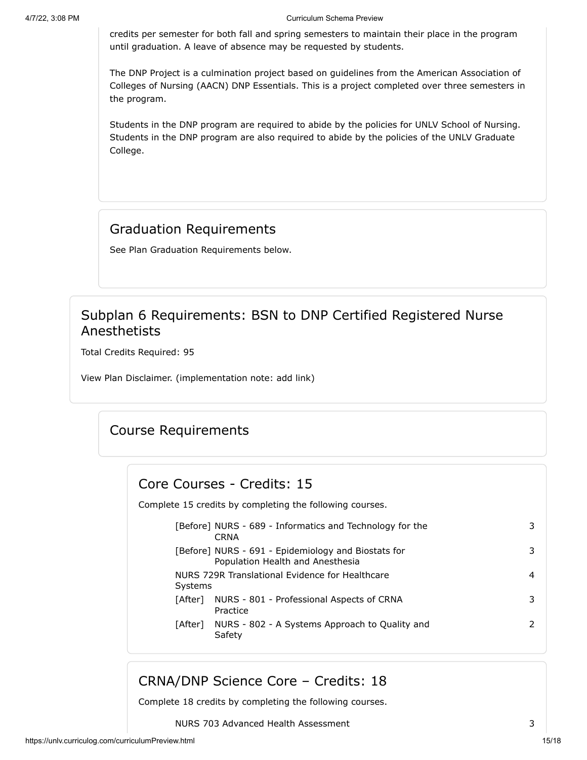credits per semester for both fall and spring semesters to maintain their place in the program until graduation. A leave of absence may be requested by students.

The DNP Project is a culmination project based on guidelines from the American Association of Colleges of Nursing (AACN) DNP Essentials. This is a project completed over three semesters in the program.

Students in the DNP program are required to abide by the policies for UNLV School of Nursing. Students in the DNP program are also required to abide by the policies of the UNLV Graduate College.

## Graduation Requirements

See Plan Graduation Requirements below.

## Subplan 6 Requirements: BSN to DNP Certified Registered Nurse Anesthetists

Total Credits Required: 95

View Plan Disclaimer. (implementation note: add link)

## Course Requirements

### Core Courses - Credits: 15

Complete 15 credits by completing the following courses.

| Course | Credits |
|---|---|
| [Before] NURS - 689 - Informatics and Technology for the CRNA | 3 |
| [Before] NURS - 691 - Epidemiology and Biostats for Population Health and Anesthesia | 3 |
| NURS 729R Translational Evidence for Healthcare Systems | 4 |
| [After] NURS - 801 - Professional Aspects of CRNA Practice | 3 |
| [After] NURS - 802 - A Systems Approach to Quality and Safety | 2 |

### CRNA/DNP Science Core – Credits: 18

Complete 18 credits by completing the following courses.

| Course | Credits |
|---|---|
| NURS 703 Advanced Health Assessment | 3 |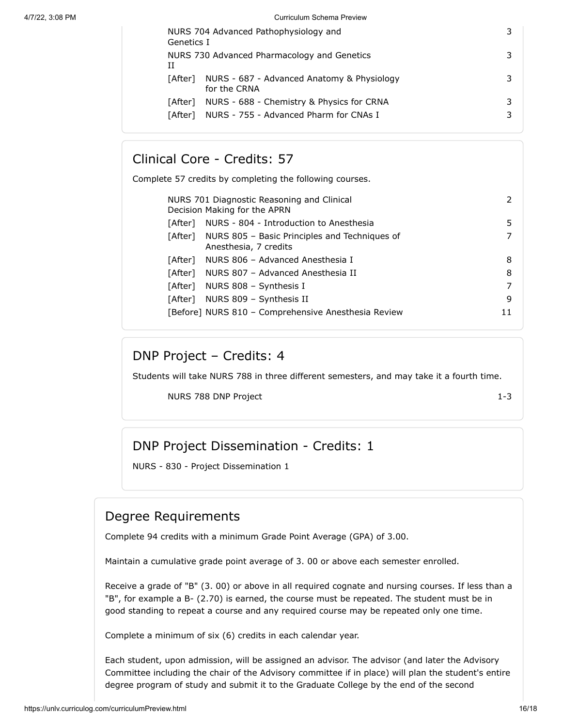| | |
|---|---|
| NURS 704 Advanced Pathophysiology and Genetics I | 3 |
| NURS 730 Advanced Pharmacology and Genetics II | 3 |
| [After] NURS - 687 - Advanced Anatomy & Physiology for the CRNA | 3 |
| [After] NURS - 688 - Chemistry & Physics for CRNA | 3 |
| [After] NURS - 755 - Advanced Pharm for CNAs I | 3 |

## Clinical Core - Credits: 57

Complete 57 credits by completing the following courses.

| | |
|---|---|
| NURS 701 Diagnostic Reasoning and Clinical Decision Making for the APRN | 2 |
| [After] NURS - 804 - Introduction to Anesthesia | 5 |
| [After] NURS 805 – Basic Principles and Techniques of Anesthesia, 7 credits | 7 |
| [After] NURS 806 – Advanced Anesthesia I | 8 |
| [After] NURS 807 – Advanced Anesthesia II | 8 |
| [After] NURS 808 – Synthesis I | 7 |
| [After] NURS 809 – Synthesis II | 9 |
| [Before] NURS 810 – Comprehensive Anesthesia Review | 11 |

## DNP Project – Credits: 4

Students will take NURS 788 in three different semesters, and may take it a fourth time.

| | |
|---|---|
| NURS 788 DNP Project | 1-3 |

## DNP Project Dissemination - Credits: 1

NURS - 830 - Project Dissemination 1

# Degree Requirements

Complete 94 credits with a minimum Grade Point Average (GPA) of 3.00.

Maintain a cumulative grade point average of 3. 00 or above each semester enrolled.

Receive a grade of "B" (3. 00) or above in all required cognate and nursing courses. If less than a "B", for example a B- (2.70) is earned, the course must be repeated. The student must be in good standing to repeat a course and any required course may be repeated only one time.

Complete a minimum of six (6) credits in each calendar year.

Each student, upon admission, will be assigned an advisor. The advisor (and later the Advisory Committee including the chair of the Advisory committee if in place) will plan the student's entire degree program of study and submit it to the Graduate College by the end of the second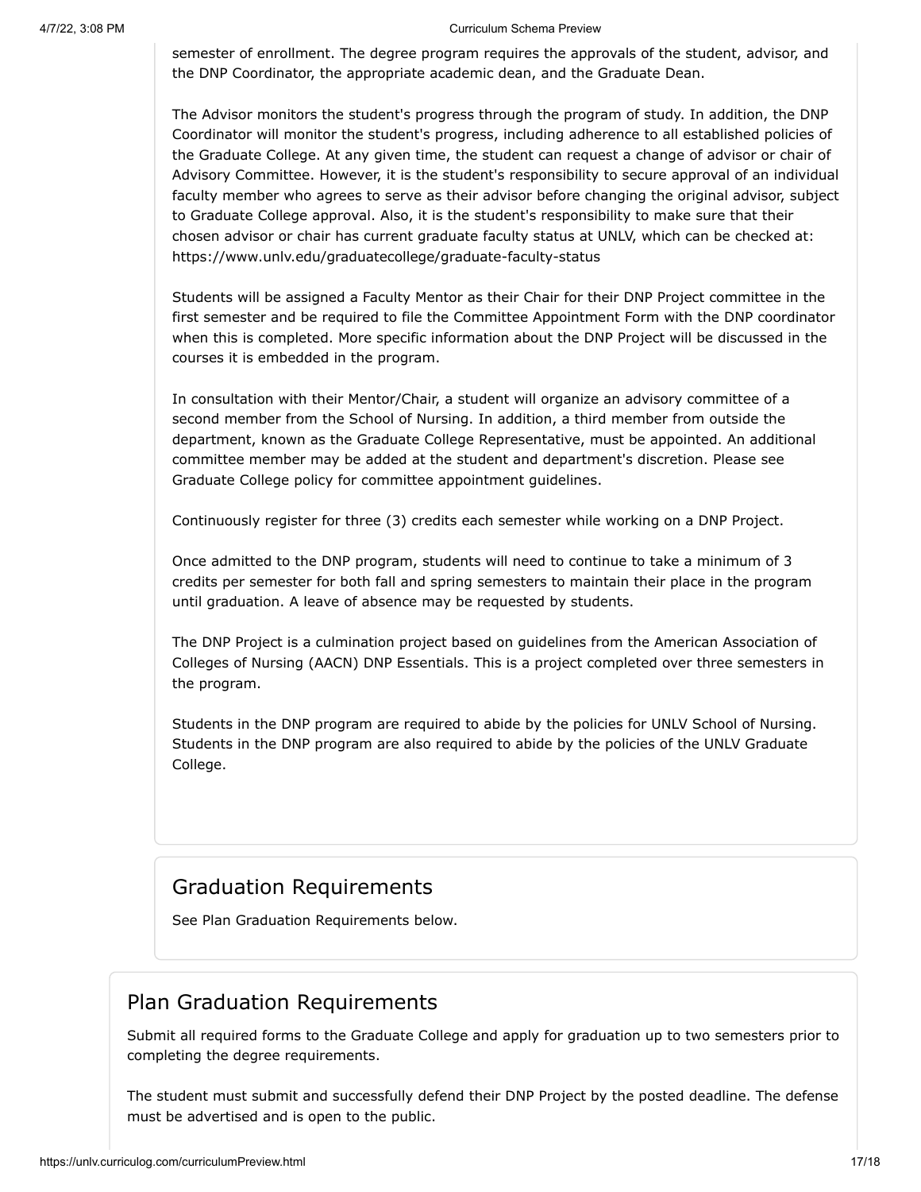semester of enrollment. The degree program requires the approvals of the student, advisor, and the DNP Coordinator, the appropriate academic dean, and the Graduate Dean.

The Advisor monitors the student's progress through the program of study. In addition, the DNP Coordinator will monitor the student's progress, including adherence to all established policies of the Graduate College. At any given time, the student can request a change of advisor or chair of Advisory Committee. However, it is the student's responsibility to secure approval of an individual faculty member who agrees to serve as their advisor before changing the original advisor, subject to Graduate College approval. Also, it is the student's responsibility to make sure that their chosen advisor or chair has current graduate faculty status at UNLV, which can be checked at: https://www.unlv.edu/graduatecollege/graduate-faculty-status

Students will be assigned a Faculty Mentor as their Chair for their DNP Project committee in the first semester and be required to file the Committee Appointment Form with the DNP coordinator when this is completed. More specific information about the DNP Project will be discussed in the courses it is embedded in the program.

In consultation with their Mentor/Chair, a student will organize an advisory committee of a second member from the School of Nursing. In addition, a third member from outside the department, known as the Graduate College Representative, must be appointed. An additional committee member may be added at the student and department's discretion. Please see Graduate College policy for committee appointment guidelines.

Continuously register for three (3) credits each semester while working on a DNP Project.

Once admitted to the DNP program, students will need to continue to take a minimum of 3 credits per semester for both fall and spring semesters to maintain their place in the program until graduation. A leave of absence may be requested by students.

The DNP Project is a culmination project based on guidelines from the American Association of Colleges of Nursing (AACN) DNP Essentials. This is a project completed over three semesters in the program.

Students in the DNP program are required to abide by the policies for UNLV School of Nursing. Students in the DNP program are also required to abide by the policies of the UNLV Graduate College.

## Graduation Requirements

See Plan Graduation Requirements below.

## Plan Graduation Requirements

Submit all required forms to the Graduate College and apply for graduation up to two semesters prior to completing the degree requirements.

The student must submit and successfully defend their DNP Project by the posted deadline. The defense must be advertised and is open to the public.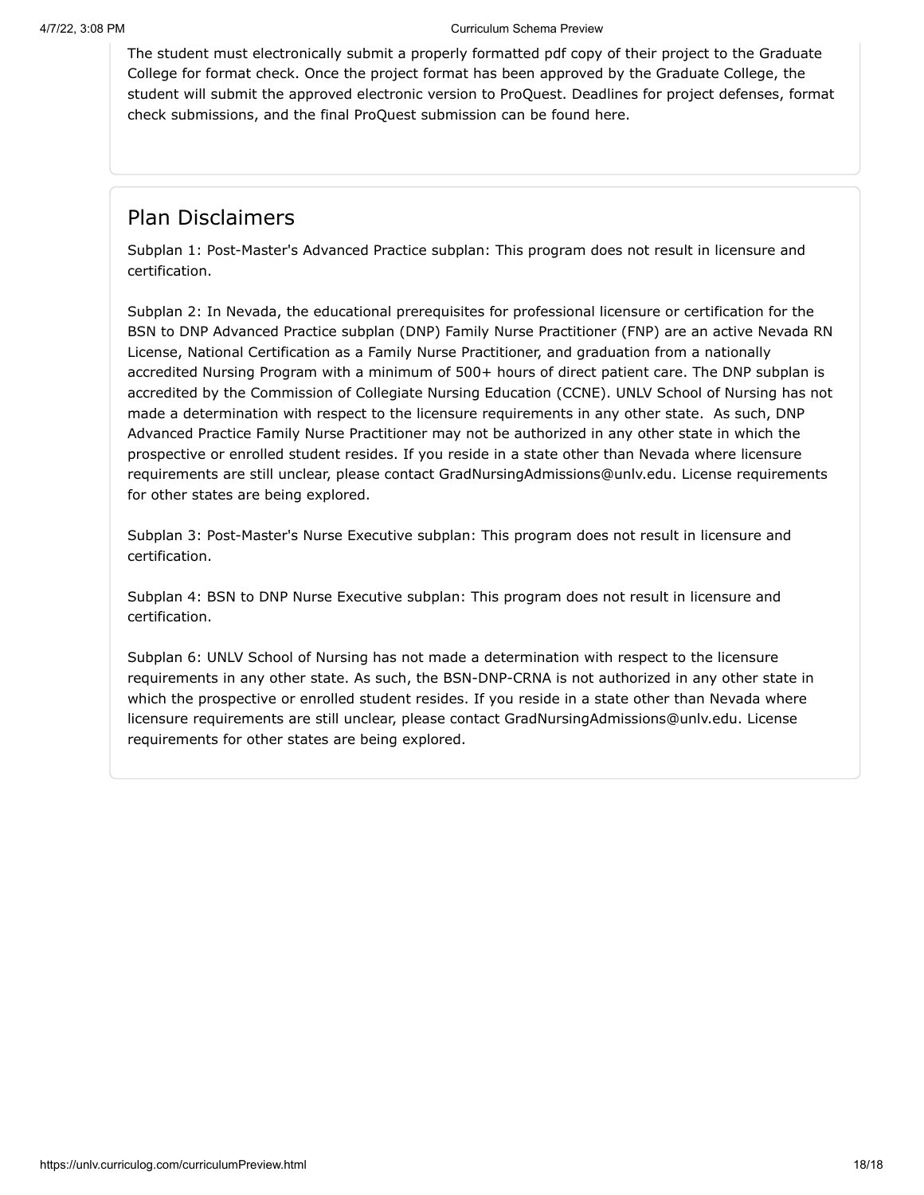The student must electronically submit a properly formatted pdf copy of their project to the Graduate College for format check. Once the project format has been approved by the Graduate College, the student will submit the approved electronic version to ProQuest. Deadlines for project defenses, format check submissions, and the final ProQuest submission can be found here.

## Plan Disclaimers

Subplan 1: Post-Master's Advanced Practice subplan: This program does not result in licensure and certification.

Subplan 2: In Nevada, the educational prerequisites for professional licensure or certification for the BSN to DNP Advanced Practice subplan (DNP) Family Nurse Practitioner (FNP) are an active Nevada RN License, National Certification as a Family Nurse Practitioner, and graduation from a nationally accredited Nursing Program with a minimum of 500+ hours of direct patient care. The DNP subplan is accredited by the Commission of Collegiate Nursing Education (CCNE). UNLV School of Nursing has not made a determination with respect to the licensure requirements in any other state. As such, DNP Advanced Practice Family Nurse Practitioner may not be authorized in any other state in which the prospective or enrolled student resides. If you reside in a state other than Nevada where licensure requirements are still unclear, please contact GradNursingAdmissions@unlv.edu. License requirements for other states are being explored.

Subplan 3: Post-Master's Nurse Executive subplan: This program does not result in licensure and certification.

Subplan 4: BSN to DNP Nurse Executive subplan: This program does not result in licensure and certification.

Subplan 6: UNLV School of Nursing has not made a determination with respect to the licensure requirements in any other state. As such, the BSN-DNP-CRNA is not authorized in any other state in which the prospective or enrolled student resides. If you reside in a state other than Nevada where licensure requirements are still unclear, please contact GradNursingAdmissions@unlv.edu. License requirements for other states are being explored.